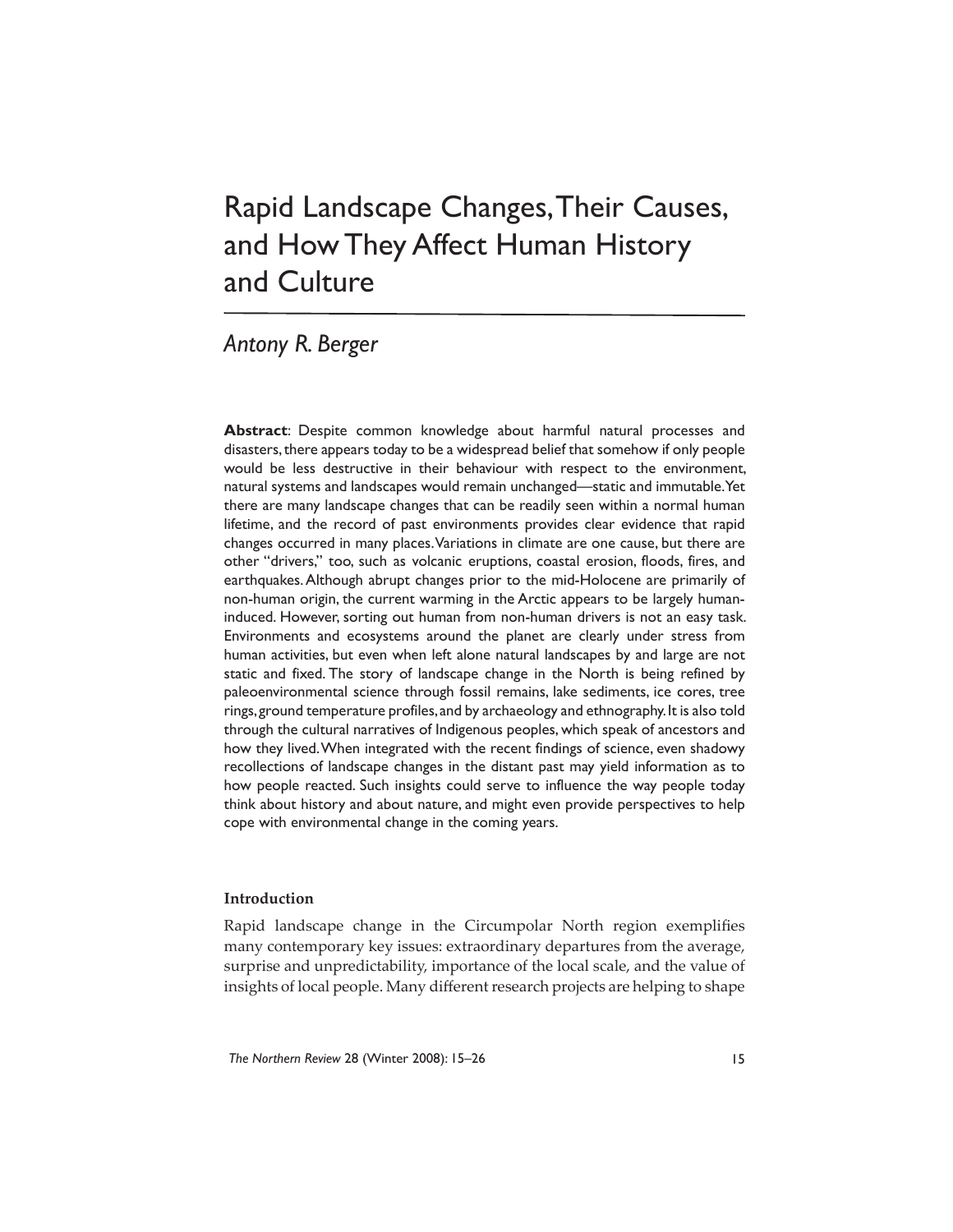# Rapid Landscape Changes, Their Causes, and How They Affect Human History and Culture

*Antony R. Berger*

**Abstract**: Despite common knowledge about harmful natural processes and disasters, there appears today to be a widespread belief that somehow if only people would be less destructive in their behaviour with respect to the environment, natural systems and landscapes would remain unchanged—static and immutable. Yet there are many landscape changes that can be readily seen within a normal human lifetime, and the record of past environments provides clear evidence that rapid changes occurred in many places. Variations in climate are one cause, but there are other "drivers," too, such as volcanic eruptions, coastal erosion, floods, fires, and earthquakes. Although abrupt changes prior to the mid-Holocene are primarily of non-human origin, the current warming in the Arctic appears to be largely human-induced. However, sorting out human from non-human drivers is not an easy task. Environments and ecosystems around the planet are clearly under stress from human activities, but even when left alone natural landscapes by and large are not static and fixed. The story of landscape change in the North is being refined by paleoenvironmental science through fossil remains, lake sediments, ice cores, tree rings, ground temperature profiles, and by archaeology and ethnography. It is also told through the cultural narratives of Indigenous peoples, which speak of ancestors and how they lived. When integrated with the recent findings of science, even shadowy recollections of landscape changes in the distant past may yield information as to how people reacted. Such insights could serve to influence the way people today think about history and about nature, and might even provide perspectives to help cope with environmental change in the coming years.

## Introduction

Rapid landscape change in the Circumpolar North region exemplifies many contemporary key issues: extraordinary departures from the average, surprise and unpredictability, importance of the local scale, and the value of insights of local people. Many different research projects are helping to shape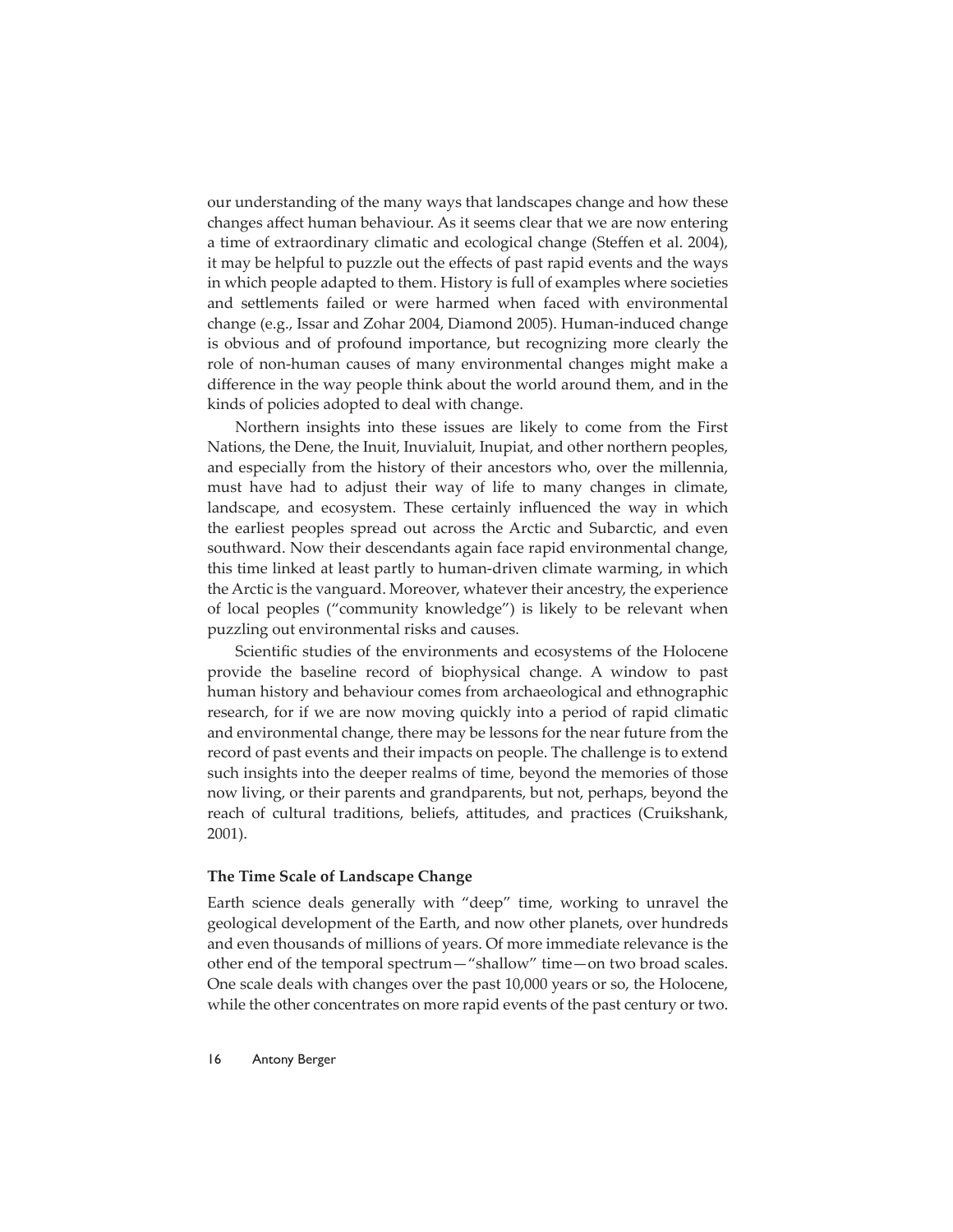our understanding of the many ways that landscapes change and how these changes affect human behaviour. As it seems clear that we are now entering a time of extraordinary climatic and ecological change (Steffen et al. 2004), it may be helpful to puzzle out the effects of past rapid events and the ways in which people adapted to them. History is full of examples where societies and settlements failed or were harmed when faced with environmental change (e.g., Issar and Zohar 2004, Diamond 2005). Human-induced change is obvious and of profound importance, but recognizing more clearly the role of non-human causes of many environmental changes might make a difference in the way people think about the world around them, and in the kinds of policies adopted to deal with change.

Northern insights into these issues are likely to come from the First Nations, the Dene, the Inuit, Inuvialuit, Inupiat, and other northern peoples, and especially from the history of their ancestors who, over the millennia, must have had to adjust their way of life to many changes in climate, landscape, and ecosystem. These certainly influenced the way in which the earliest peoples spread out across the Arctic and Subarctic, and even southward. Now their descendants again face rapid environmental change, this time linked at least partly to human-driven climate warming, in which the Arctic is the vanguard. Moreover, whatever their ancestry, the experience of local peoples ("community knowledge") is likely to be relevant when puzzling out environmental risks and causes.

Scientific studies of the environments and ecosystems of the Holocene provide the baseline record of biophysical change. A window to past human history and behaviour comes from archaeological and ethnographic research, for if we are now moving quickly into a period of rapid climatic and environmental change, there may be lessons for the near future from the record of past events and their impacts on people. The challenge is to extend such insights into the deeper realms of time, beyond the memories of those now living, or their parents and grandparents, but not, perhaps, beyond the reach of cultural traditions, beliefs, attitudes, and practices (Cruikshank, 2001).

### The Time Scale of Landscape Change

Earth science deals generally with "deep" time, working to unravel the geological development of the Earth, and now other planets, over hundreds and even thousands of millions of years. Of more immediate relevance is the other end of the temporal spectrum—"shallow" time—on two broad scales. One scale deals with changes over the past 10,000 years or so, the Holocene, while the other concentrates on more rapid events of the past century or two.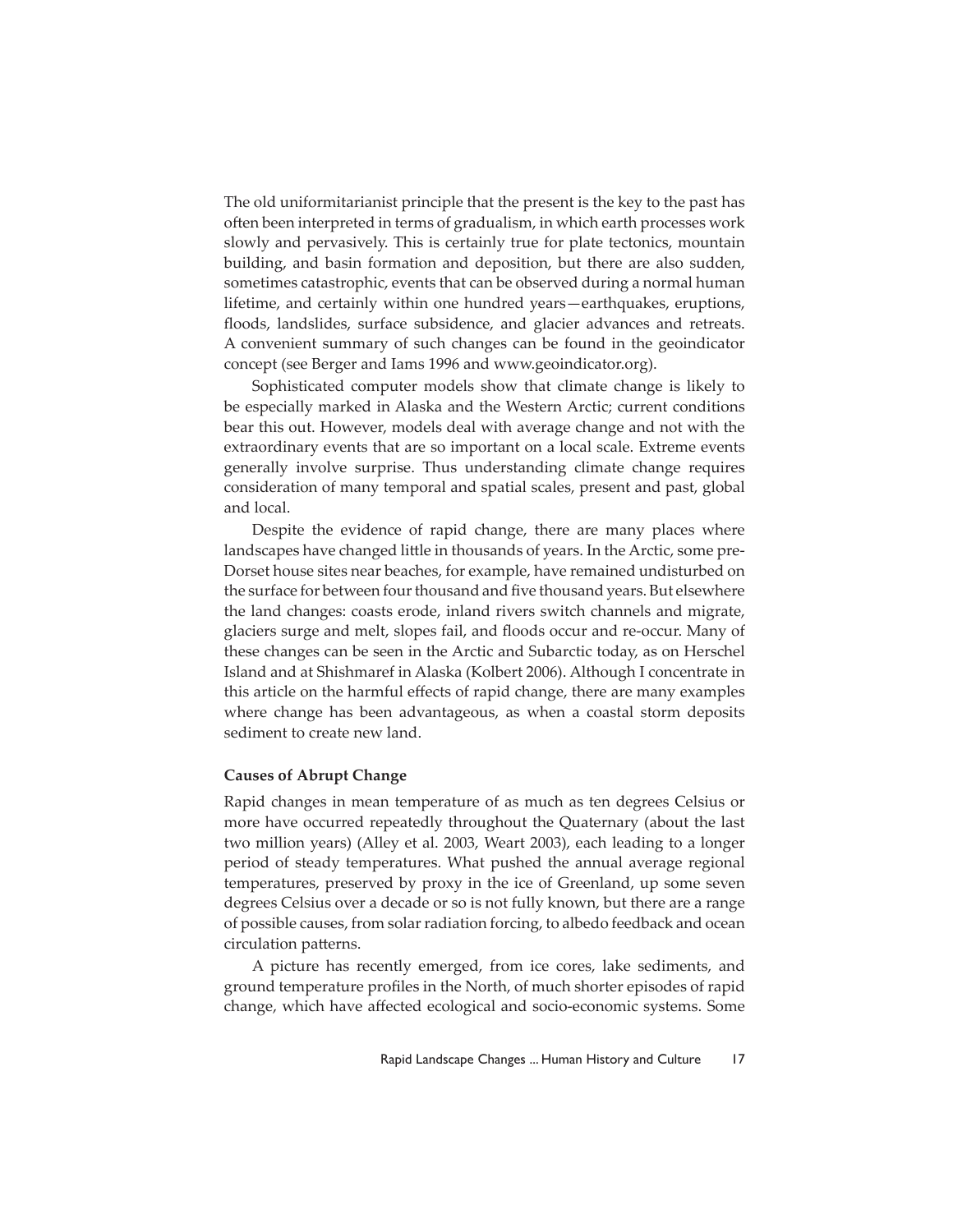The old uniformitarianist principle that the present is the key to the past has often been interpreted in terms of gradualism, in which earth processes work slowly and pervasively. This is certainly true for plate tectonics, mountain building, and basin formation and deposition, but there are also sudden, sometimes catastrophic, events that can be observed during a normal human lifetime, and certainly within one hundred years—earthquakes, eruptions, floods, landslides, surface subsidence, and glacier advances and retreats. A convenient summary of such changes can be found in the geoindicator concept (see Berger and Iams 1996 and www.geoindicator.org).

Sophisticated computer models show that climate change is likely to be especially marked in Alaska and the Western Arctic; current conditions bear this out. However, models deal with average change and not with the extraordinary events that are so important on a local scale. Extreme events generally involve surprise. Thus understanding climate change requires consideration of many temporal and spatial scales, present and past, global and local.

Despite the evidence of rapid change, there are many places where landscapes have changed little in thousands of years. In the Arctic, some pre-Dorset house sites near beaches, for example, have remained undisturbed on the surface for between four thousand and five thousand years. But elsewhere the land changes: coasts erode, inland rivers switch channels and migrate, glaciers surge and melt, slopes fail, and floods occur and re-occur. Many of these changes can be seen in the Arctic and Subarctic today, as on Herschel Island and at Shishmaref in Alaska (Kolbert 2006). Although I concentrate in this article on the harmful effects of rapid change, there are many examples where change has been advantageous, as when a coastal storm deposits sediment to create new land.

**Causes of Abrupt Change**

Rapid changes in mean temperature of as much as ten degrees Celsius or more have occurred repeatedly throughout the Quaternary (about the last two million years) (Alley et al. 2003, Weart 2003), each leading to a longer period of steady temperatures. What pushed the annual average regional temperatures, preserved by proxy in the ice of Greenland, up some seven degrees Celsius over a decade or so is not fully known, but there are a range of possible causes, from solar radiation forcing, to albedo feedback and ocean circulation patterns.

A picture has recently emerged, from ice cores, lake sediments, and ground temperature profiles in the North, of much shorter episodes of rapid change, which have affected ecological and socio-economic systems. Some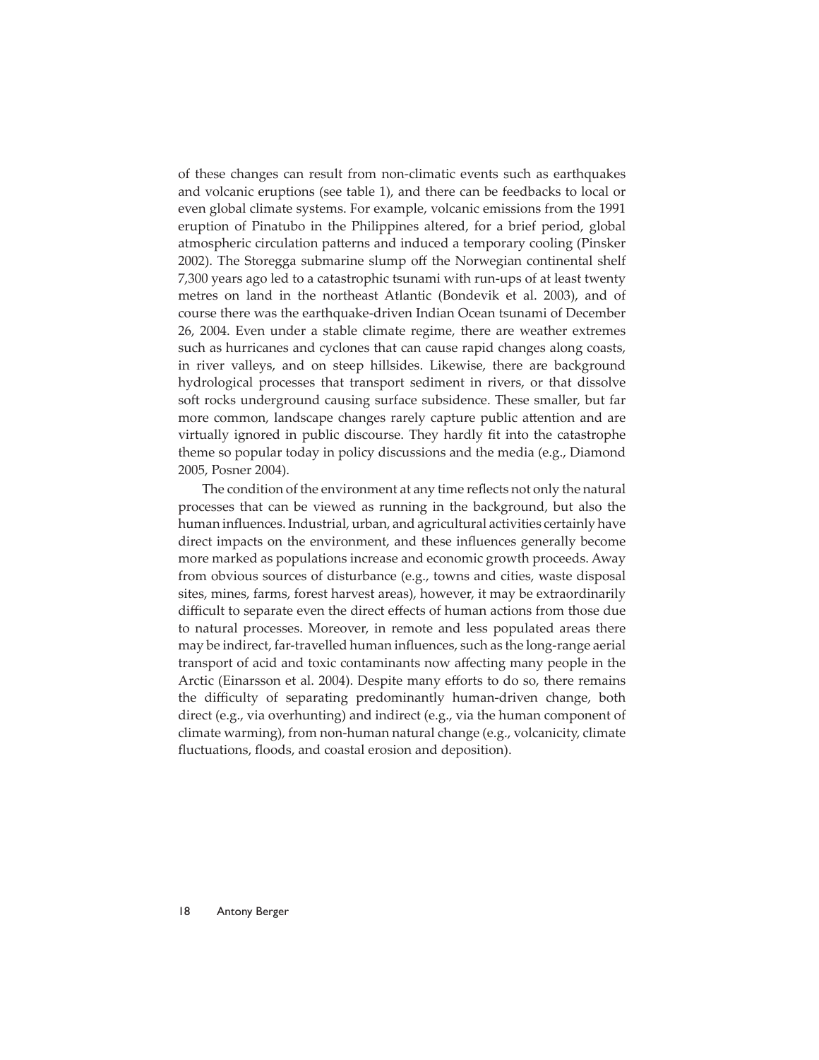of these changes can result from non-climatic events such as earthquakes and volcanic eruptions (see table 1), and there can be feedbacks to local or even global climate systems. For example, volcanic emissions from the 1991 eruption of Pinatubo in the Philippines altered, for a brief period, global atmospheric circulation patterns and induced a temporary cooling (Pinsker 2002). The Storegga submarine slump off the Norwegian continental shelf 7,300 years ago led to a catastrophic tsunami with run-ups of at least twenty metres on land in the northeast Atlantic (Bondevik et al. 2003), and of course there was the earthquake-driven Indian Ocean tsunami of December 26, 2004. Even under a stable climate regime, there are weather extremes such as hurricanes and cyclones that can cause rapid changes along coasts, in river valleys, and on steep hillsides. Likewise, there are background hydrological processes that transport sediment in rivers, or that dissolve soft rocks underground causing surface subsidence. These smaller, but far more common, landscape changes rarely capture public attention and are virtually ignored in public discourse. They hardly fit into the catastrophe theme so popular today in policy discussions and the media (e.g., Diamond 2005, Posner 2004).

The condition of the environment at any time reflects not only the natural processes that can be viewed as running in the background, but also the human influences. Industrial, urban, and agricultural activities certainly have direct impacts on the environment, and these influences generally become more marked as populations increase and economic growth proceeds. Away from obvious sources of disturbance (e.g., towns and cities, waste disposal sites, mines, farms, forest harvest areas), however, it may be extraordinarily difficult to separate even the direct effects of human actions from those due to natural processes. Moreover, in remote and less populated areas there may be indirect, far-travelled human influences, such as the long-range aerial transport of acid and toxic contaminants now affecting many people in the Arctic (Einarsson et al. 2004). Despite many efforts to do so, there remains the difficulty of separating predominantly human-driven change, both direct (e.g., via overhunting) and indirect (e.g., via the human component of climate warming), from non-human natural change (e.g., volcanicity, climate fluctuations, floods, and coastal erosion and deposition).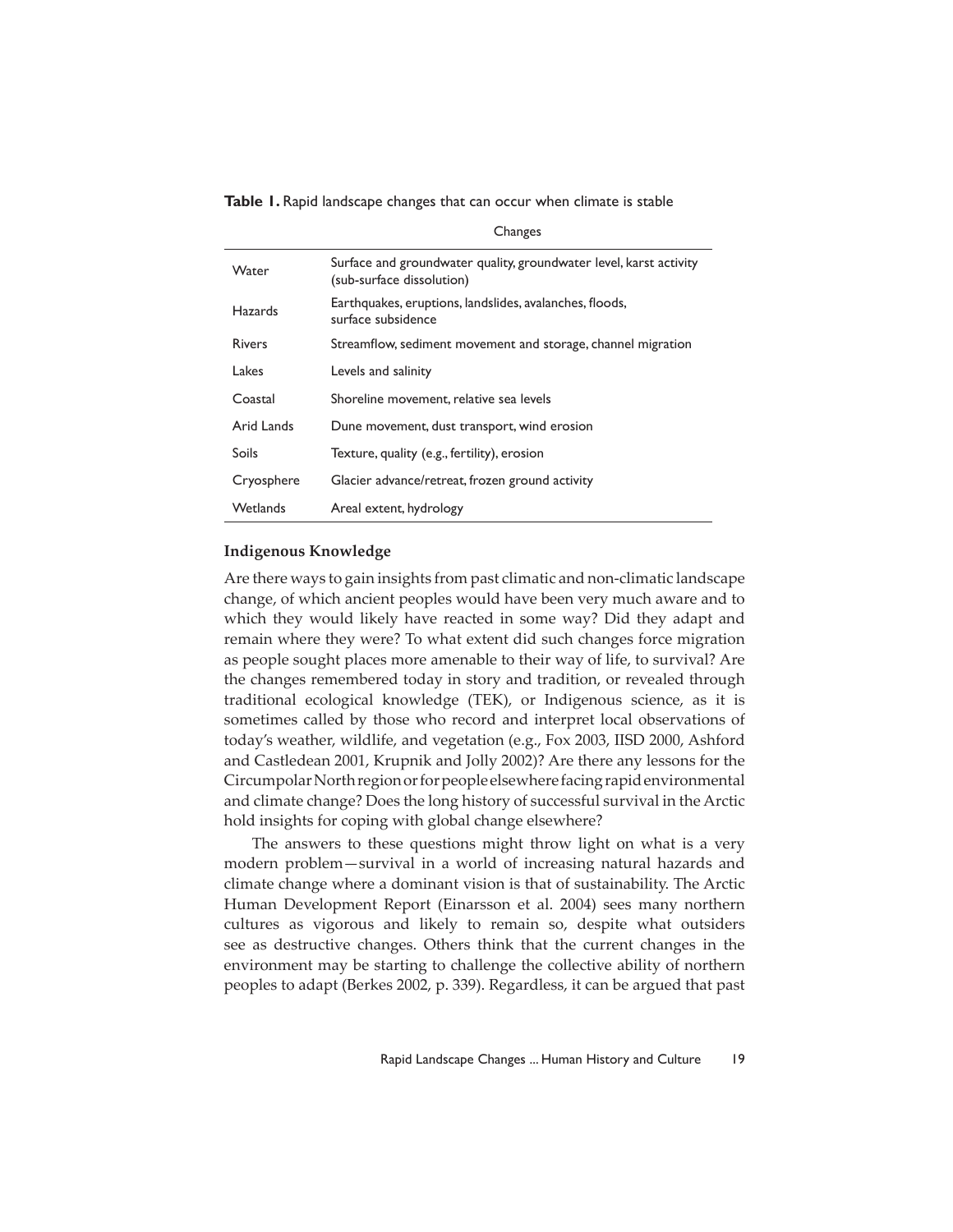**Table 1.** Rapid landscape changes that can occur when climate is stable

| | Changes |
|---|---|
| Water | Surface and groundwater quality, groundwater level, karst activity (sub-surface dissolution) |
| Hazards | Earthquakes, eruptions, landslides, avalanches, floods, surface subsidence |
| Rivers | Streamflow, sediment movement and storage, channel migration |
| Lakes | Levels and salinity |
| Coastal | Shoreline movement, relative sea levels |
| Arid Lands | Dune movement, dust transport, wind erosion |
| Soils | Texture, quality (e.g., fertility), erosion |
| Cryosphere | Glacier advance/retreat, frozen ground activity |
| Wetlands | Areal extent, hydrology |

### Indigenous Knowledge

Are there ways to gain insights from past climatic and non-climatic landscape change, of which ancient peoples would have been very much aware and to which they would likely have reacted in some way? Did they adapt and remain where they were? To what extent did such changes force migration as people sought places more amenable to their way of life, to survival? Are the changes remembered today in story and tradition, or revealed through traditional ecological knowledge (TEK), or Indigenous science, as it is sometimes called by those who record and interpret local observations of today's weather, wildlife, and vegetation (e.g., Fox 2003, IISD 2000, Ashford and Castledean 2001, Krupnik and Jolly 2002)? Are there any lessons for the Circumpolar North region or for people elsewhere facing rapid environmental and climate change? Does the long history of successful survival in the Arctic hold insights for coping with global change elsewhere?

The answers to these questions might throw light on what is a very modern problem—survival in a world of increasing natural hazards and climate change where a dominant vision is that of sustainability. The Arctic Human Development Report (Einarsson et al. 2004) sees many northern cultures as vigorous and likely to remain so, despite what outsiders see as destructive changes. Others think that the current changes in the environment may be starting to challenge the collective ability of northern peoples to adapt (Berkes 2002, p. 339). Regardless, it can be argued that past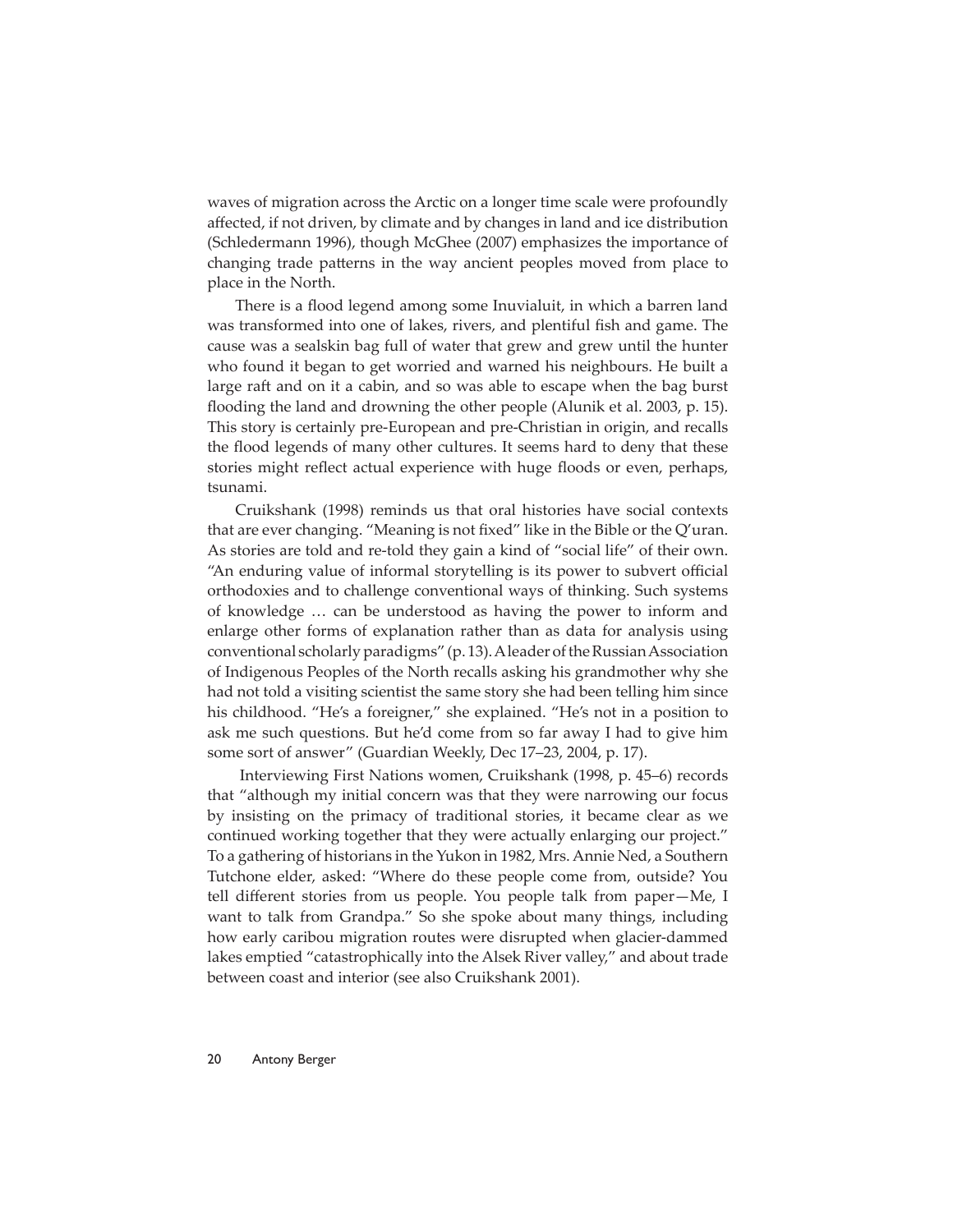waves of migration across the Arctic on a longer time scale were profoundly affected, if not driven, by climate and by changes in land and ice distribution (Schledermann 1996), though McGhee (2007) emphasizes the importance of changing trade patterns in the way ancient peoples moved from place to place in the North.

There is a flood legend among some Inuvialuit, in which a barren land was transformed into one of lakes, rivers, and plentiful fish and game. The cause was a sealskin bag full of water that grew and grew until the hunter who found it began to get worried and warned his neighbours. He built a large raft and on it a cabin, and so was able to escape when the bag burst flooding the land and drowning the other people (Alunik et al. 2003, p. 15). This story is certainly pre-European and pre-Christian in origin, and recalls the flood legends of many other cultures. It seems hard to deny that these stories might reflect actual experience with huge floods or even, perhaps, tsunami.

Cruikshank (1998) reminds us that oral histories have social contexts that are ever changing. "Meaning is not fixed" like in the Bible or the Q'uran. As stories are told and re-told they gain a kind of "social life" of their own. "An enduring value of informal storytelling is its power to subvert official orthodoxies and to challenge conventional ways of thinking. Such systems of knowledge … can be understood as having the power to inform and enlarge other forms of explanation rather than as data for analysis using conventional scholarly paradigms" (p. 13). A leader of the Russian Association of Indigenous Peoples of the North recalls asking his grandmother why she had not told a visiting scientist the same story she had been telling him since his childhood. "He's a foreigner," she explained. "He's not in a position to ask me such questions. But he'd come from so far away I had to give him some sort of answer" (Guardian Weekly, Dec 17–23, 2004, p. 17).

Interviewing First Nations women, Cruikshank (1998, p. 45–6) records that "although my initial concern was that they were narrowing our focus by insisting on the primacy of traditional stories, it became clear as we continued working together that they were actually enlarging our project." To a gathering of historians in the Yukon in 1982, Mrs. Annie Ned, a Southern Tutchone elder, asked: "Where do these people come from, outside? You tell different stories from us people. You people talk from paper—Me, I want to talk from Grandpa." So she spoke about many things, including how early caribou migration routes were disrupted when glacier-dammed lakes emptied "catastrophically into the Alsek River valley," and about trade between coast and interior (see also Cruikshank 2001).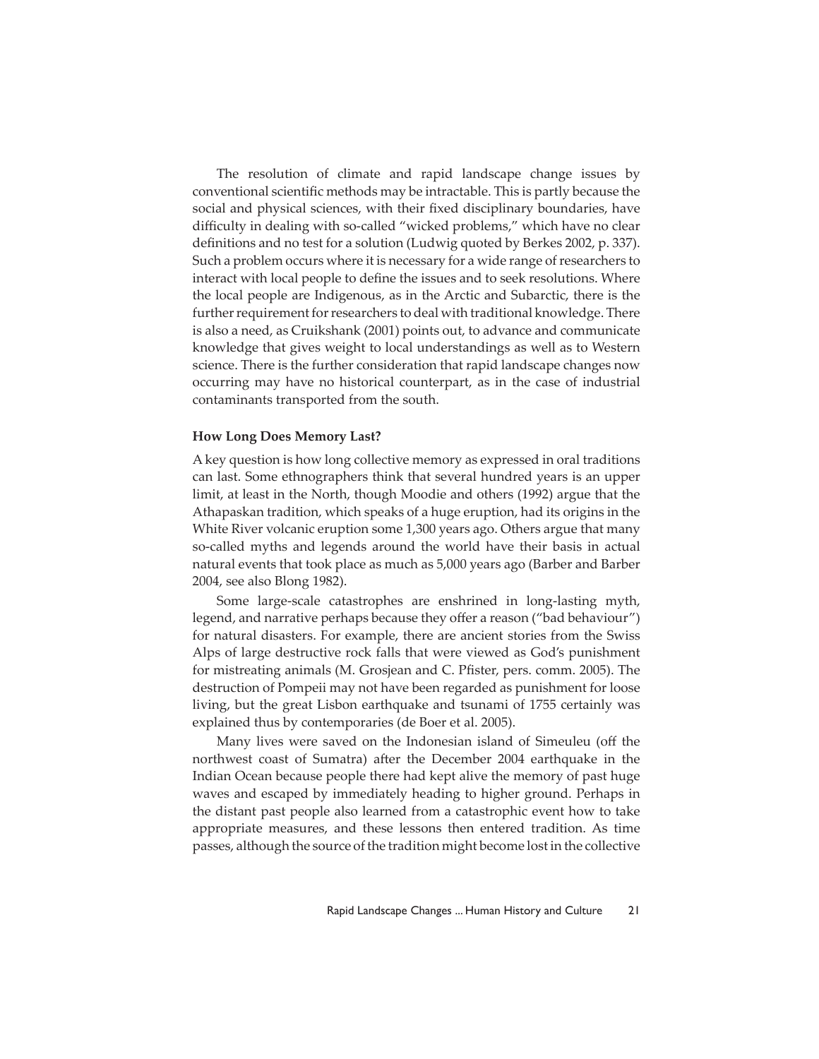The resolution of climate and rapid landscape change issues by conventional scientific methods may be intractable. This is partly because the social and physical sciences, with their fixed disciplinary boundaries, have difficulty in dealing with so-called "wicked problems," which have no clear definitions and no test for a solution (Ludwig quoted by Berkes 2002, p. 337). Such a problem occurs where it is necessary for a wide range of researchers to interact with local people to define the issues and to seek resolutions. Where the local people are Indigenous, as in the Arctic and Subarctic, there is the further requirement for researchers to deal with traditional knowledge. There is also a need, as Cruikshank (2001) points out, to advance and communicate knowledge that gives weight to local understandings as well as to Western science. There is the further consideration that rapid landscape changes now occurring may have no historical counterpart, as in the case of industrial contaminants transported from the south.

**How Long Does Memory Last?**

A key question is how long collective memory as expressed in oral traditions can last. Some ethnographers think that several hundred years is an upper limit, at least in the North, though Moodie and others (1992) argue that the Athapaskan tradition, which speaks of a huge eruption, had its origins in the White River volcanic eruption some 1,300 years ago. Others argue that many so-called myths and legends around the world have their basis in actual natural events that took place as much as 5,000 years ago (Barber and Barber 2004, see also Blong 1982).

Some large-scale catastrophes are enshrined in long-lasting myth, legend, and narrative perhaps because they offer a reason ("bad behaviour") for natural disasters. For example, there are ancient stories from the Swiss Alps of large destructive rock falls that were viewed as God's punishment for mistreating animals (M. Grosjean and C. Pfister, pers. comm. 2005). The destruction of Pompeii may not have been regarded as punishment for loose living, but the great Lisbon earthquake and tsunami of 1755 certainly was explained thus by contemporaries (de Boer et al. 2005).

Many lives were saved on the Indonesian island of Simeuleu (off the northwest coast of Sumatra) after the December 2004 earthquake in the Indian Ocean because people there had kept alive the memory of past huge waves and escaped by immediately heading to higher ground. Perhaps in the distant past people also learned from a catastrophic event how to take appropriate measures, and these lessons then entered tradition. As time passes, although the source of the tradition might become lost in the collective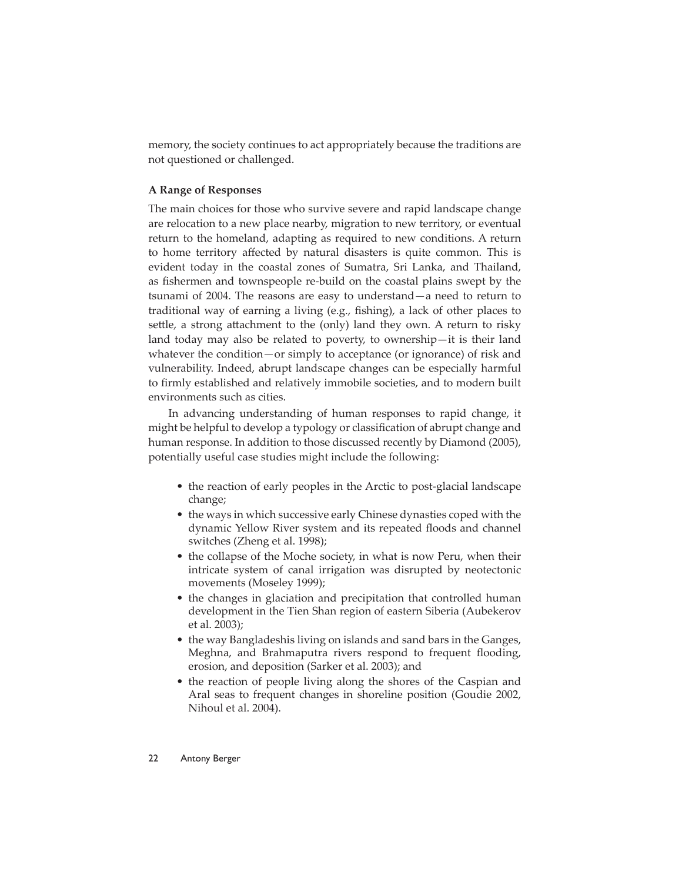memory, the society continues to act appropriately because the traditions are not questioned or challenged.

**A Range of Responses**

The main choices for those who survive severe and rapid landscape change are relocation to a new place nearby, migration to new territory, or eventual return to the homeland, adapting as required to new conditions. A return to home territory affected by natural disasters is quite common. This is evident today in the coastal zones of Sumatra, Sri Lanka, and Thailand, as fishermen and townspeople re-build on the coastal plains swept by the tsunami of 2004. The reasons are easy to understand—a need to return to traditional way of earning a living (e.g., fishing), a lack of other places to settle, a strong attachment to the (only) land they own. A return to risky land today may also be related to poverty, to ownership—it is their land whatever the condition—or simply to acceptance (or ignorance) of risk and vulnerability. Indeed, abrupt landscape changes can be especially harmful to firmly established and relatively immobile societies, and to modern built environments such as cities.

In advancing understanding of human responses to rapid change, it might be helpful to develop a typology or classification of abrupt change and human response. In addition to those discussed recently by Diamond (2005), potentially useful case studies might include the following:

- the reaction of early peoples in the Arctic to post-glacial landscape change;
- the ways in which successive early Chinese dynasties coped with the dynamic Yellow River system and its repeated floods and channel switches (Zheng et al. 1998);
- the collapse of the Moche society, in what is now Peru, when their intricate system of canal irrigation was disrupted by neotectonic movements (Moseley 1999);
- the changes in glaciation and precipitation that controlled human development in the Tien Shan region of eastern Siberia (Aubekerov et al. 2003);
- the way Bangladeshis living on islands and sand bars in the Ganges, Meghna, and Brahmaputra rivers respond to frequent flooding, erosion, and deposition (Sarker et al. 2003); and
- the reaction of people living along the shores of the Caspian and Aral seas to frequent changes in shoreline position (Goudie 2002, Nihoul et al. 2004).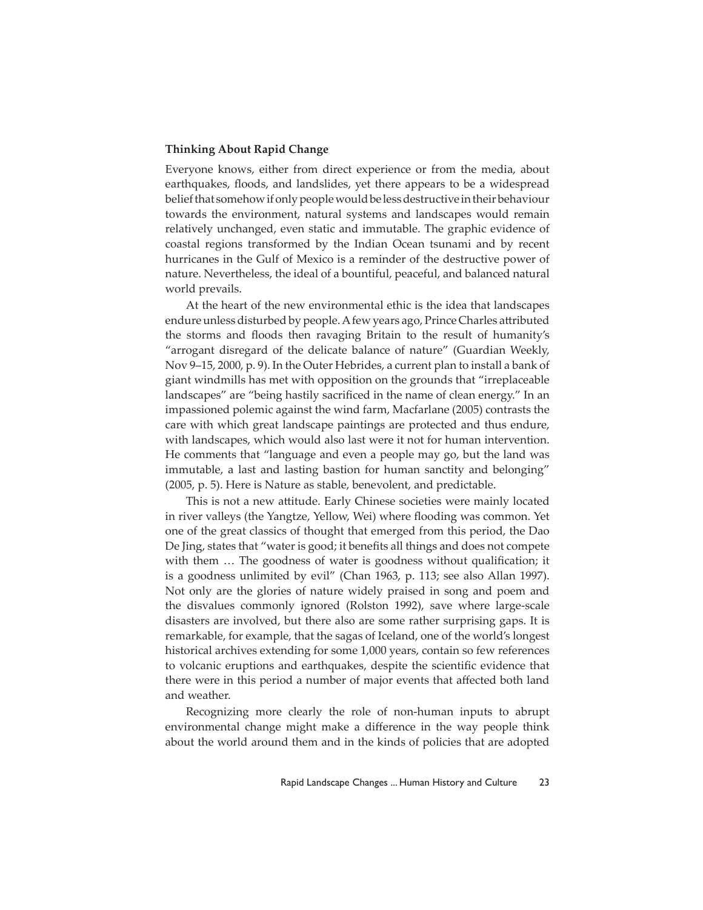### Thinking About Rapid Change

Everyone knows, either from direct experience or from the media, about earthquakes, floods, and landslides, yet there appears to be a widespread belief that somehow if only people would be less destructive in their behaviour towards the environment, natural systems and landscapes would remain relatively unchanged, even static and immutable. The graphic evidence of coastal regions transformed by the Indian Ocean tsunami and by recent hurricanes in the Gulf of Mexico is a reminder of the destructive power of nature. Nevertheless, the ideal of a bountiful, peaceful, and balanced natural world prevails.

At the heart of the new environmental ethic is the idea that landscapes endure unless disturbed by people. A few years ago, Prince Charles attributed the storms and floods then ravaging Britain to the result of humanity's "arrogant disregard of the delicate balance of nature" (Guardian Weekly, Nov 9–15, 2000, p. 9). In the Outer Hebrides, a current plan to install a bank of giant windmills has met with opposition on the grounds that "irreplaceable landscapes" are "being hastily sacrificed in the name of clean energy." In an impassioned polemic against the wind farm, Macfarlane (2005) contrasts the care with which great landscape paintings are protected and thus endure, with landscapes, which would also last were it not for human intervention. He comments that "language and even a people may go, but the land was immutable, a last and lasting bastion for human sanctity and belonging" (2005, p. 5). Here is Nature as stable, benevolent, and predictable.

This is not a new attitude. Early Chinese societies were mainly located in river valleys (the Yangtze, Yellow, Wei) where flooding was common. Yet one of the great classics of thought that emerged from this period, the Dao De Jing, states that "water is good; it benefits all things and does not compete with them … The goodness of water is goodness without qualification; it is a goodness unlimited by evil" (Chan 1963, p. 113; see also Allan 1997). Not only are the glories of nature widely praised in song and poem and the disvalues commonly ignored (Rolston 1992), save where large-scale disasters are involved, but there also are some rather surprising gaps. It is remarkable, for example, that the sagas of Iceland, one of the world's longest historical archives extending for some 1,000 years, contain so few references to volcanic eruptions and earthquakes, despite the scientific evidence that there were in this period a number of major events that affected both land and weather.

Recognizing more clearly the role of non-human inputs to abrupt environmental change might make a difference in the way people think about the world around them and in the kinds of policies that are adopted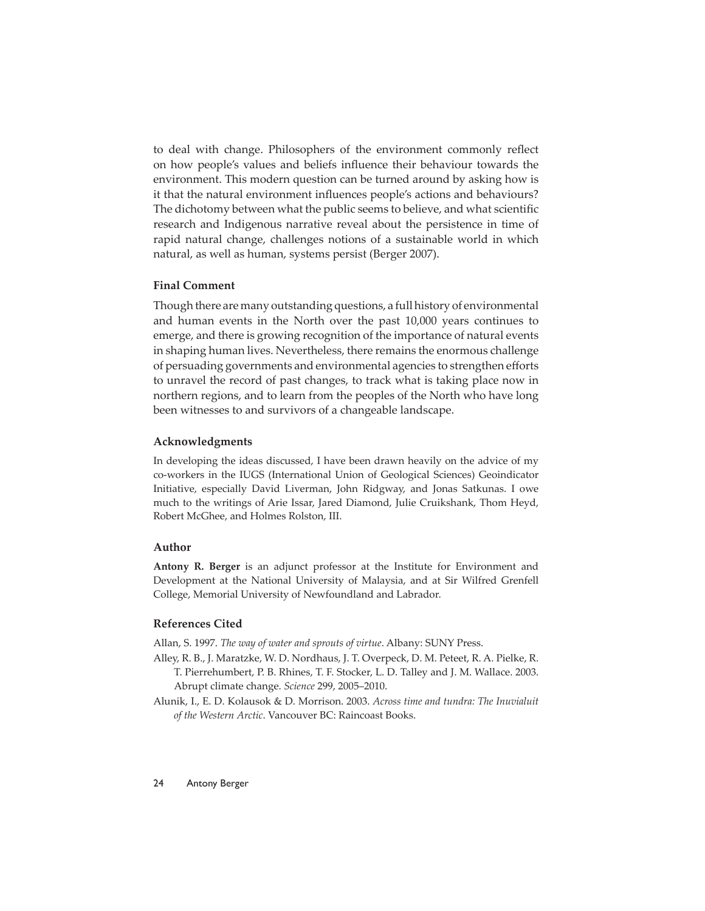to deal with change. Philosophers of the environment commonly reflect on how people's values and beliefs influence their behaviour towards the environment. This modern question can be turned around by asking how is it that the natural environment influences people's actions and behaviours? The dichotomy between what the public seems to believe, and what scientific research and Indigenous narrative reveal about the persistence in time of rapid natural change, challenges notions of a sustainable world in which natural, as well as human, systems persist (Berger 2007).

### Final Comment

Though there are many outstanding questions, a full history of environmental and human events in the North over the past 10,000 years continues to emerge, and there is growing recognition of the importance of natural events in shaping human lives. Nevertheless, there remains the enormous challenge of persuading governments and environmental agencies to strengthen efforts to unravel the record of past changes, to track what is taking place now in northern regions, and to learn from the peoples of the North who have long been witnesses to and survivors of a changeable landscape.

### Acknowledgments

In developing the ideas discussed, I have been drawn heavily on the advice of my co-workers in the IUGS (International Union of Geological Sciences) Geoindicator Initiative, especially David Liverman, John Ridgway, and Jonas Satkunas. I owe much to the writings of Arie Issar, Jared Diamond, Julie Cruikshank, Thom Heyd, Robert McGhee, and Holmes Rolston, III.

### Author

**Antony R. Berger** is an adjunct professor at the Institute for Environment and Development at the National University of Malaysia, and at Sir Wilfred Grenfell College, Memorial University of Newfoundland and Labrador.

### References Cited

Allan, S. 1997. *The way of water and sprouts of virtue*. Albany: SUNY Press.

Alley, R. B., J. Maratzke, W. D. Nordhaus, J. T. Overpeck, D. M. Peteet, R. A. Pielke, R. T. Pierrehumbert, P. B. Rhines, T. F. Stocker, L. D. Talley and J. M. Wallace. 2003. Abrupt climate change. *Science* 299, 2005–2010.

Alunik, I., E. D. Kolausok & D. Morrison. 2003. *Across time and tundra: The Inuvialuit of the Western Arctic*. Vancouver BC: Raincoast Books.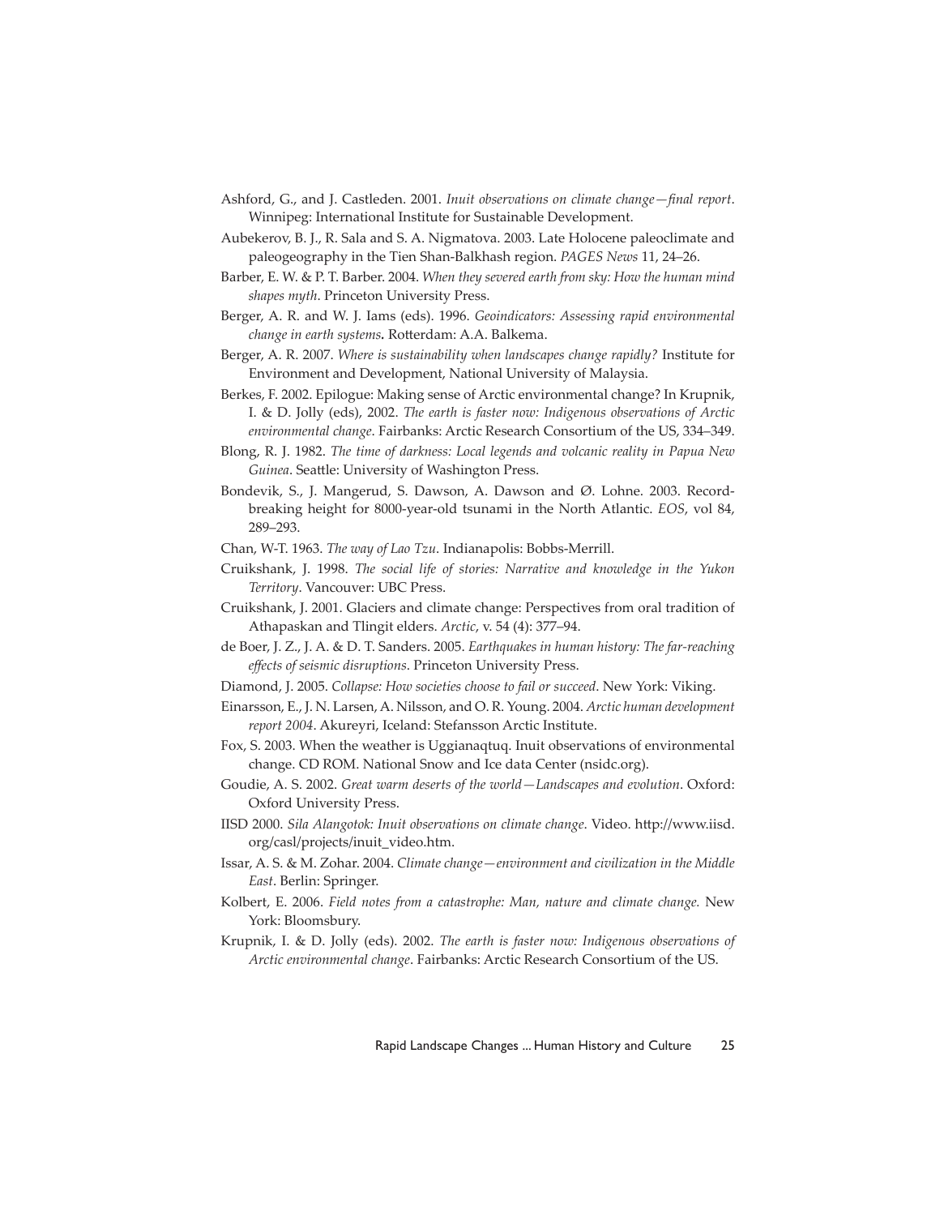Ashford, G., and J. Castleden. 2001. *Inuit observations on climate change—final report*. Winnipeg: International Institute for Sustainable Development.

Aubekerov, B. J., R. Sala and S. A. Nigmatova. 2003. Late Holocene paleoclimate and paleogeography in the Tien Shan-Balkhash region. *PAGES News* 11, 24–26.

Barber, E. W. & P. T. Barber. 2004. *When they severed earth from sky: How the human mind shapes myth*. Princeton University Press.

Berger, A. R. and W. J. Iams (eds). 1996. *Geoindicators: Assessing rapid environmental change in earth systems***.** Rotterdam: A.A. Balkema.

Berger, A. R. 2007. *Where is sustainability when landscapes change rapidly?* Institute for Environment and Development, National University of Malaysia.

Berkes, F. 2002. Epilogue: Making sense of Arctic environmental change? In Krupnik, I. & D. Jolly (eds), 2002. *The earth is faster now: Indigenous observations of Arctic environmental change*. Fairbanks: Arctic Research Consortium of the US, 334–349.

Blong, R. J. 1982. *The time of darkness: Local legends and volcanic reality in Papua New Guinea*. Seattle: University of Washington Press.

Bondevik, S., J. Mangerud, S. Dawson, A. Dawson and Ø. Lohne. 2003. Record-breaking height for 8000-year-old tsunami in the North Atlantic. *EOS*, vol 84, 289–293.

Chan, W-T. 1963. *The way of Lao Tzu*. Indianapolis: Bobbs-Merrill.

Cruikshank, J. 1998. *The social life of stories: Narrative and knowledge in the Yukon Territory*. Vancouver: UBC Press.

Cruikshank, J. 2001. Glaciers and climate change: Perspectives from oral tradition of Athapaskan and Tlingit elders. *Arctic*, v. 54 (4): 377–94.

de Boer, J. Z., J. A. & D. T. Sanders. 2005. *Earthquakes in human history: The far-reaching effects of seismic disruptions*. Princeton University Press.

Diamond, J. 2005. *Collapse: How societies choose to fail or succeed*. New York: Viking.

Einarsson, E., J. N. Larsen, A. Nilsson, and O. R. Young. 2004. *Arctic human development report 2004*. Akureyri, Iceland: Stefansson Arctic Institute.

Fox, S. 2003. When the weather is Uggianaqtuq. Inuit observations of environmental change. CD ROM. National Snow and Ice data Center (nsidc.org).

Goudie, A. S. 2002. *Great warm deserts of the world—Landscapes and evolution*. Oxford: Oxford University Press.

IISD 2000. *Sila Alangotok: Inuit observations on climate change*. Video. http://www.iisd.org/casl/projects/inuit_video.htm.

Issar, A. S. & M. Zohar. 2004. *Climate change—environment and civilization in the Middle East*. Berlin: Springer.

Kolbert, E. 2006. *Field notes from a catastrophe: Man, nature and climate change*. New York: Bloomsbury.

Krupnik, I. & D. Jolly (eds). 2002. *The earth is faster now: Indigenous observations of Arctic environmental change*. Fairbanks: Arctic Research Consortium of the US.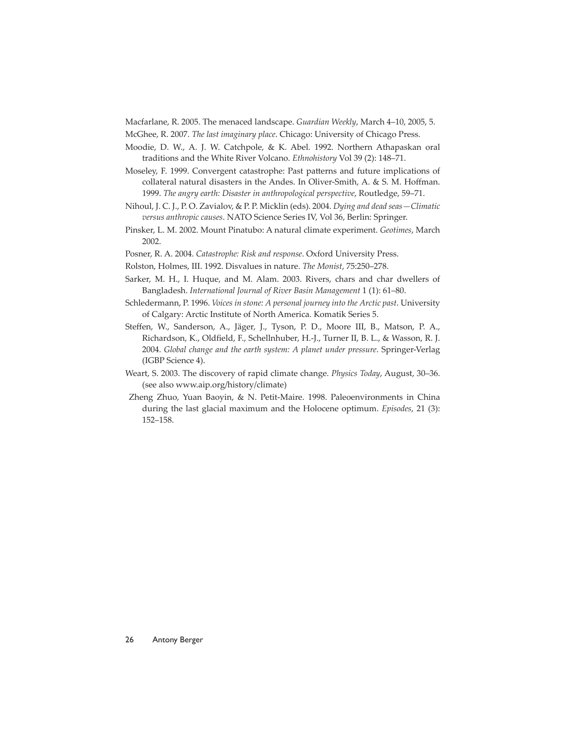Macfarlane, R. 2005. The menaced landscape. *Guardian Weekly*, March 4–10, 2005, 5.

McGhee, R. 2007. *The last imaginary place*. Chicago: University of Chicago Press.

Moodie, D. W., A. J. W. Catchpole, & K. Abel. 1992. Northern Athapaskan oral traditions and the White River Volcano. *Ethnohistory* Vol 39 (2): 148–71.

Moseley, F. 1999. Convergent catastrophe: Past patterns and future implications of collateral natural disasters in the Andes. In Oliver-Smith, A. & S. M. Hoffman. 1999. *The angry earth: Disaster in anthropological perspective*, Routledge, 59–71.

Nihoul, J. C. J., P. O. Zavialov, & P. P. Micklin (eds). 2004. *Dying and dead seas—Climatic versus anthropic causes*. NATO Science Series IV, Vol 36, Berlin: Springer.

Pinsker, L. M. 2002. Mount Pinatubo: A natural climate experiment. *Geotimes*, March 2002.

Posner, R. A. 2004. *Catastrophe: Risk and response*. Oxford University Press.

Rolston, Holmes, III. 1992. Disvalues in nature. *The Monist*, 75:250–278.

Sarker, M. H., I. Huque, and M. Alam. 2003. Rivers, chars and char dwellers of Bangladesh. *International Journal of River Basin Management* 1 (1): 61–80.

Schledermann, P. 1996. *Voices in stone: A personal journey into the Arctic past*. University of Calgary: Arctic Institute of North America. Komatik Series 5.

Steffen, W., Sanderson, A., Jäger, J., Tyson, P. D., Moore III, B., Matson, P. A., Richardson, K., Oldfield, F., Schellnhuber, H.-J., Turner II, B. L., & Wasson, R. J. 2004. *Global change and the earth system: A planet under pressure*. Springer-Verlag (IGBP Science 4).

Weart, S. 2003. The discovery of rapid climate change. *Physics Today*, August, 30–36. (see also www.aip.org/history/climate)

Zheng Zhuo, Yuan Baoyin, & N. Petit-Maire. 1998. Paleoenvironments in China during the last glacial maximum and the Holocene optimum. *Episodes*, 21 (3): 152–158.